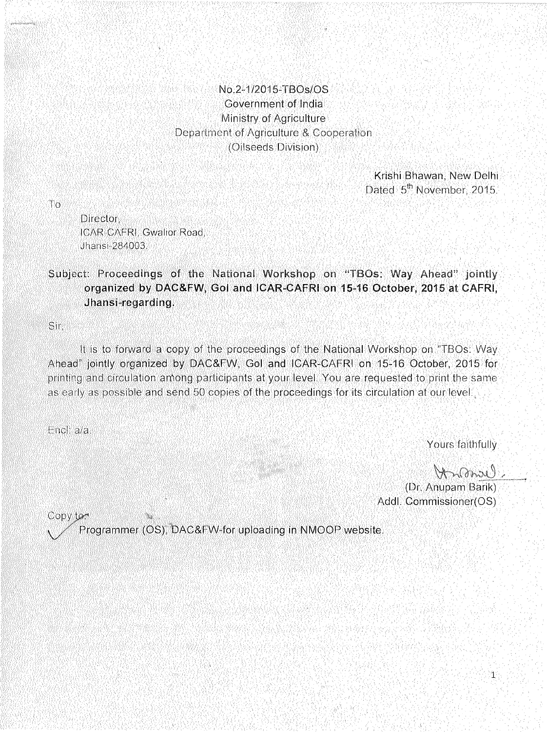No.2-1/2015-TBOs/OS
Government of India
Ministry of Agriculture
Department of Agriculture & Cooperation
(Oilseeds Division)

Krishi Bhawan, New Delhi
Dated 5th November, 2015.

To

Director,
ICAR-CAFRI, Gwalior Road,
Jhansi-284003.

**Subject: Proceedings of the National Workshop on "TBOs: Way Ahead" jointly organized by DAC&FW, GoI and ICAR-CAFRI on 15-16 October, 2015 at CAFRI, Jhansi-regarding.**

Sir,

It is to forward a copy of the proceedings of the National Workshop on "TBOs: Way Ahead" jointly organized by DAC&FW, GoI and ICAR-CAFRI on 15-16 October, 2015 for printing and circulation among participants at your level. You are requested to print the same as early as possible and send 50 copies of the proceedings for its circulation at our level.

Encl: a/a.

Yours faithfully

(Dr. Anupam Barik)
Addl. Commissioner(OS)

Copy to:
Programmer (OS), DAC&FW-for uploading in NMOOP website.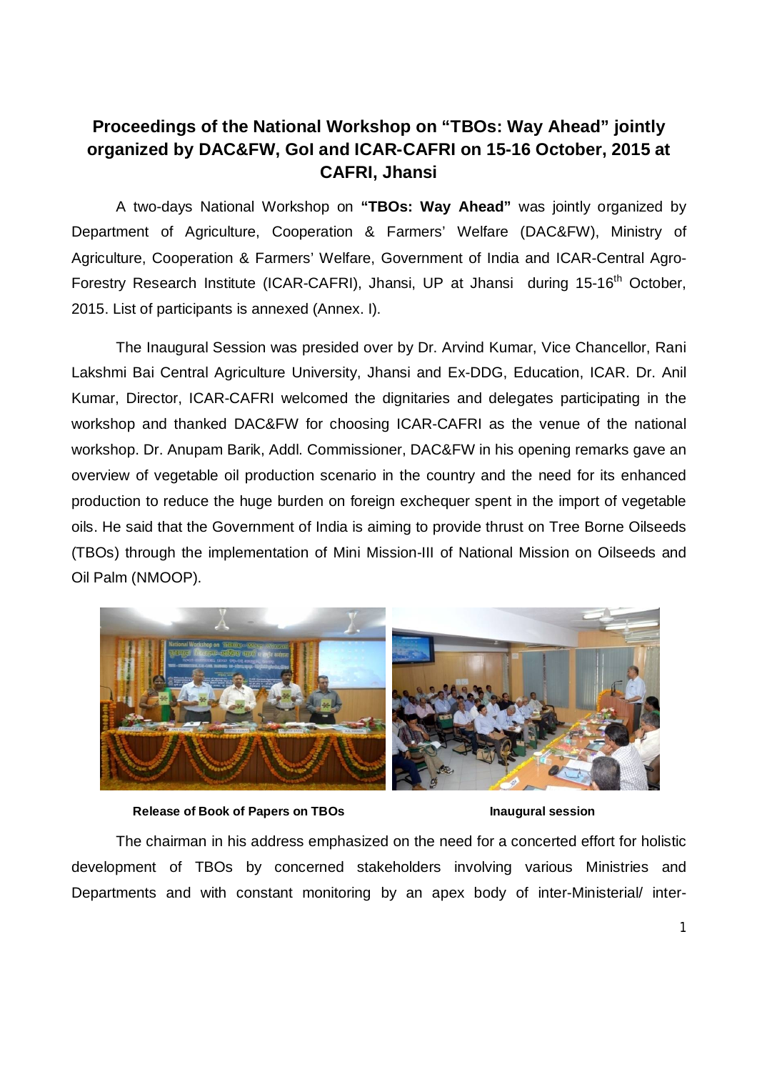## Proceedings of the National Workshop on "TBOs: Way Ahead" jointly organized by DAC&FW, GoI and ICAR-CAFRI on 15-16 October, 2015 at CAFRI, Jhansi

A two-days National Workshop on **"TBOs: Way Ahead"** was jointly organized by Department of Agriculture, Cooperation & Farmers' Welfare (DAC&FW), Ministry of Agriculture, Cooperation & Farmers' Welfare, Government of India and ICAR-Central Agro-Forestry Research Institute (ICAR-CAFRI), Jhansi, UP at Jhansi during 15-16th October, 2015. List of participants is annexed (Annex. I).

The Inaugural Session was presided over by Dr. Arvind Kumar, Vice Chancellor, Rani Lakshmi Bai Central Agriculture University, Jhansi and Ex-DDG, Education, ICAR. Dr. Anil Kumar, Director, ICAR-CAFRI welcomed the dignitaries and delegates participating in the workshop and thanked DAC&FW for choosing ICAR-CAFRI as the venue of the national workshop. Dr. Anupam Barik, Addl. Commissioner, DAC&FW in his opening remarks gave an overview of vegetable oil production scenario in the country and the need for its enhanced production to reduce the huge burden on foreign exchequer spent in the import of vegetable oils. He said that the Government of India is aiming to provide thrust on Tree Borne Oilseeds (TBOs) through the implementation of Mini Mission-III of National Mission on Oilseeds and Oil Palm (NMOOP).

**Release of Book of Papers on TBOs**

**Inaugural session**

The chairman in his address emphasized on the need for a concerted effort for holistic development of TBOs by concerned stakeholders involving various Ministries and Departments and with constant monitoring by an apex body of inter-Ministerial/ inter-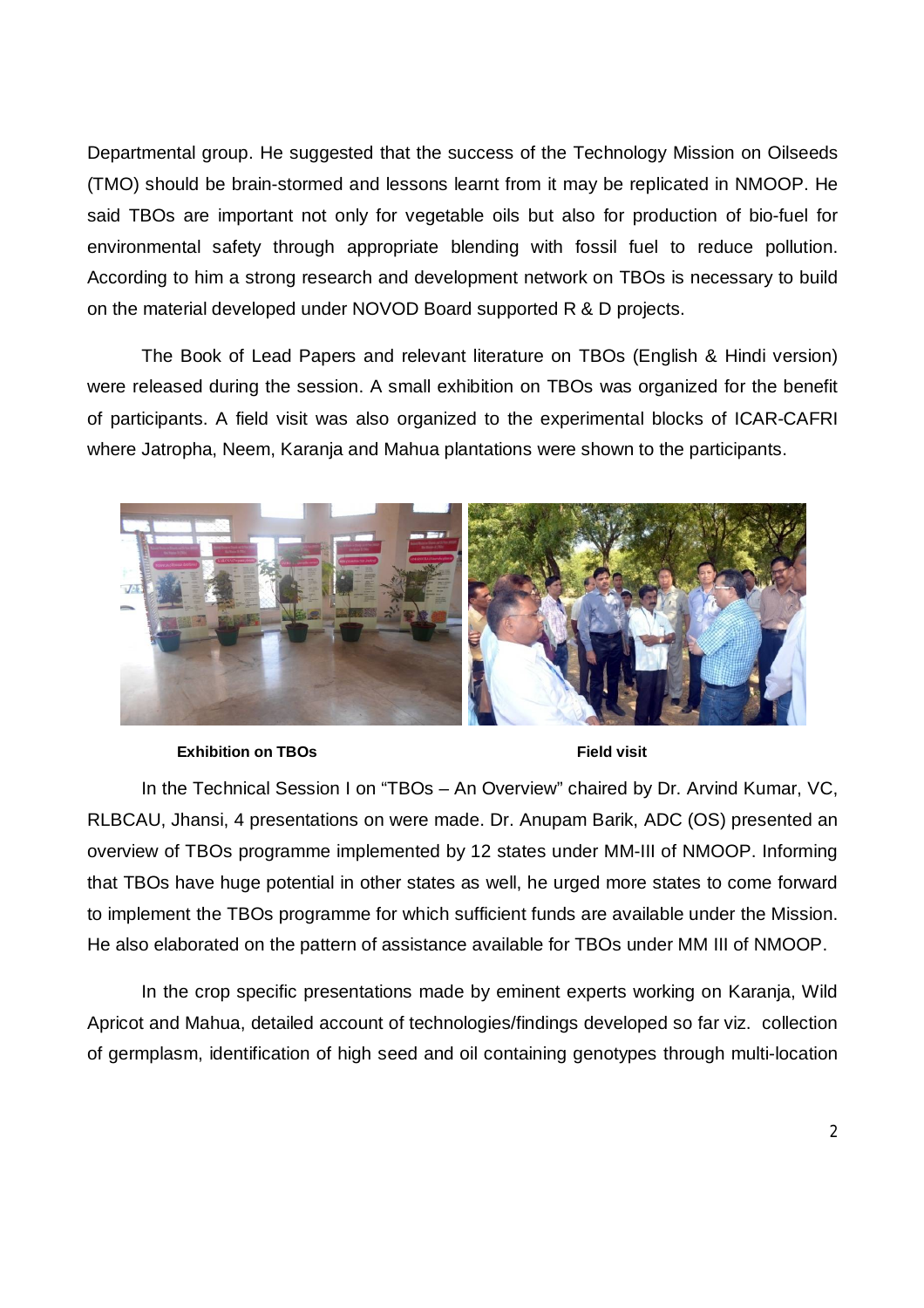Departmental group. He suggested that the success of the Technology Mission on Oilseeds (TMO) should be brain-stormed and lessons learnt from it may be replicated in NMOOP. He said TBOs are important not only for vegetable oils but also for production of bio-fuel for environmental safety through appropriate blending with fossil fuel to reduce pollution. According to him a strong research and development network on TBOs is necessary to build on the material developed under NOVOD Board supported R & D projects.

The Book of Lead Papers and relevant literature on TBOs (English & Hindi version) were released during the session. A small exhibition on TBOs was organized for the benefit of participants. A field visit was also organized to the experimental blocks of ICAR-CAFRI where Jatropha, Neem, Karanja and Mahua plantations were shown to the participants.

**Exhibition on TBOs** **Field visit**

In the Technical Session I on "TBOs – An Overview" chaired by Dr. Arvind Kumar, VC, RLBCAU, Jhansi, 4 presentations on were made. Dr. Anupam Barik, ADC (OS) presented an overview of TBOs programme implemented by 12 states under MM-III of NMOOP. Informing that TBOs have huge potential in other states as well, he urged more states to come forward to implement the TBOs programme for which sufficient funds are available under the Mission. He also elaborated on the pattern of assistance available for TBOs under MM III of NMOOP.

In the crop specific presentations made by eminent experts working on Karanja, Wild Apricot and Mahua, detailed account of technologies/findings developed so far viz. collection of germplasm, identification of high seed and oil containing genotypes through multi-location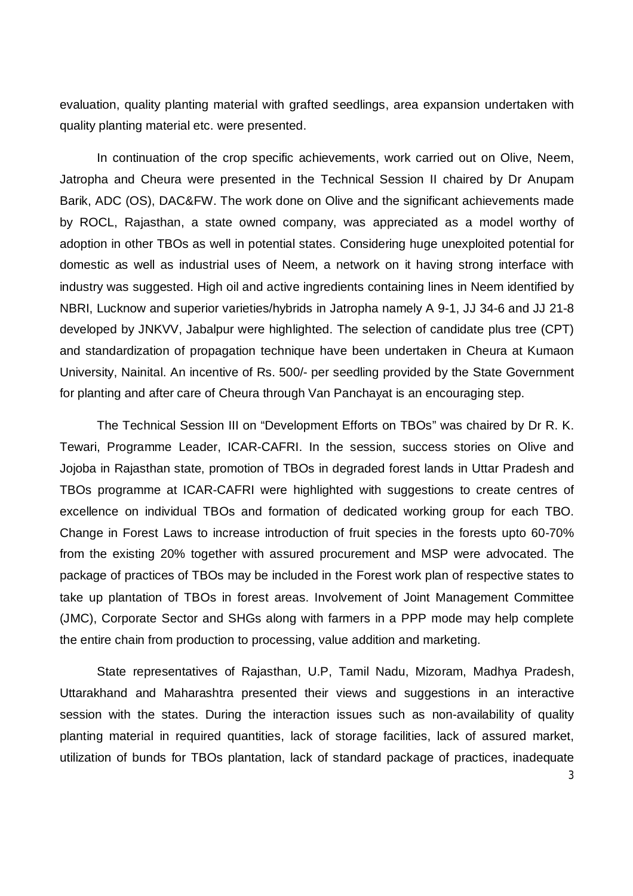evaluation, quality planting material with grafted seedlings, area expansion undertaken with quality planting material etc. were presented.

In continuation of the crop specific achievements, work carried out on Olive, Neem, Jatropha and Cheura were presented in the Technical Session II chaired by Dr Anupam Barik, ADC (OS), DAC&FW. The work done on Olive and the significant achievements made by ROCL, Rajasthan, a state owned company, was appreciated as a model worthy of adoption in other TBOs as well in potential states. Considering huge unexploited potential for domestic as well as industrial uses of Neem, a network on it having strong interface with industry was suggested. High oil and active ingredients containing lines in Neem identified by NBRI, Lucknow and superior varieties/hybrids in Jatropha namely A 9-1, JJ 34-6 and JJ 21-8 developed by JNKVV, Jabalpur were highlighted. The selection of candidate plus tree (CPT) and standardization of propagation technique have been undertaken in Cheura at Kumaon University, Nainital. An incentive of Rs. 500/- per seedling provided by the State Government for planting and after care of Cheura through Van Panchayat is an encouraging step.

The Technical Session III on "Development Efforts on TBOs" was chaired by Dr R. K. Tewari, Programme Leader, ICAR-CAFRI. In the session, success stories on Olive and Jojoba in Rajasthan state, promotion of TBOs in degraded forest lands in Uttar Pradesh and TBOs programme at ICAR-CAFRI were highlighted with suggestions to create centres of excellence on individual TBOs and formation of dedicated working group for each TBO. Change in Forest Laws to increase introduction of fruit species in the forests upto 60-70% from the existing 20% together with assured procurement and MSP were advocated. The package of practices of TBOs may be included in the Forest work plan of respective states to take up plantation of TBOs in forest areas. Involvement of Joint Management Committee (JMC), Corporate Sector and SHGs along with farmers in a PPP mode may help complete the entire chain from production to processing, value addition and marketing.

State representatives of Rajasthan, U.P, Tamil Nadu, Mizoram, Madhya Pradesh, Uttarakhand and Maharashtra presented their views and suggestions in an interactive session with the states. During the interaction issues such as non-availability of quality planting material in required quantities, lack of storage facilities, lack of assured market, utilization of bunds for TBOs plantation, lack of standard package of practices, inadequate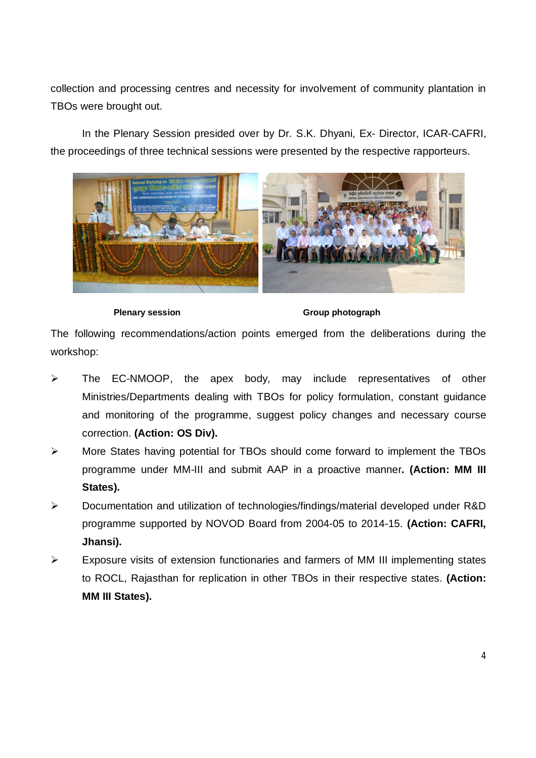collection and processing centres and necessity for involvement of community plantation in TBOs were brought out.

In the Plenary Session presided over by Dr. S.K. Dhyani, Ex- Director, ICAR-CAFRI, the proceedings of three technical sessions were presented by the respective rapporteurs.

**Plenary session** **Group photograph**

The following recommendations/action points emerged from the deliberations during the workshop:

- The EC-NMOOP, the apex body, may include representatives of other Ministries/Departments dealing with TBOs for policy formulation, constant guidance and monitoring of the programme, suggest policy changes and necessary course correction. **(Action: OS Div).**
- More States having potential for TBOs should come forward to implement the TBOs programme under MM-III and submit AAP in a proactive manner**. (Action: MM III States).**
- Documentation and utilization of technologies/findings/material developed under R&D programme supported by NOVOD Board from 2004-05 to 2014-15. **(Action: CAFRI, Jhansi).**
- Exposure visits of extension functionaries and farmers of MM III implementing states to ROCL, Rajasthan for replication in other TBOs in their respective states. **(Action: MM III States).**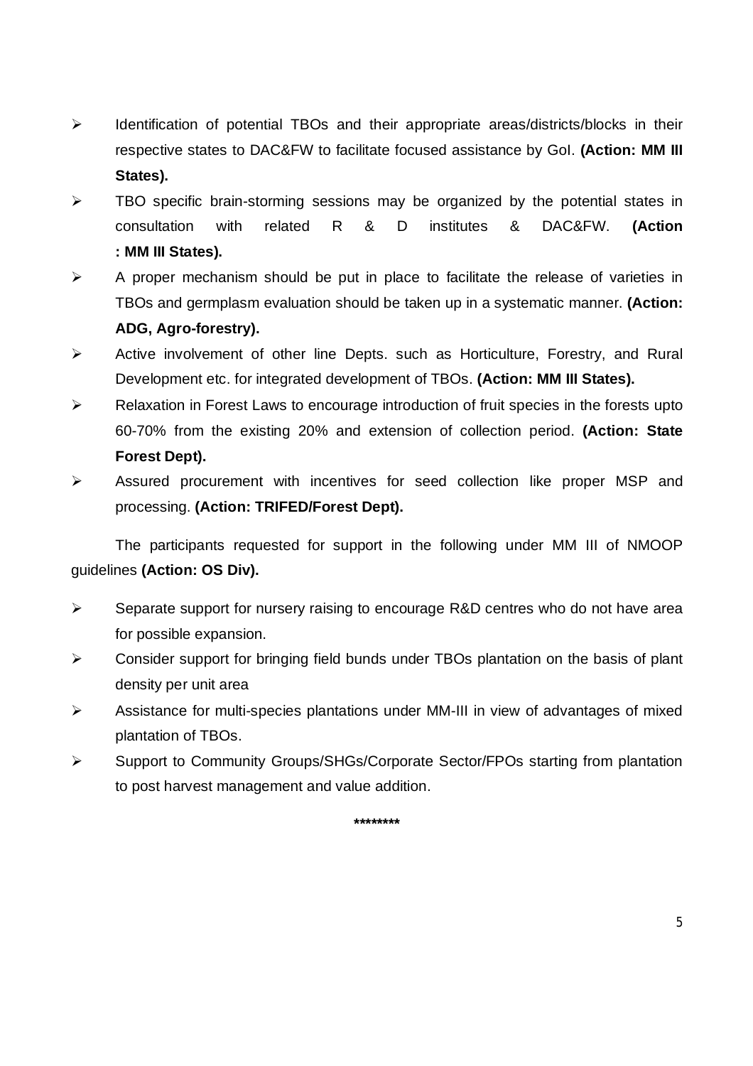- Identification of potential TBOs and their appropriate areas/districts/blocks in their respective states to DAC&FW to facilitate focused assistance by GoI. **(Action: MM III States).**
- TBO specific brain-storming sessions may be organized by the potential states in consultation with related R & D institutes & DAC&FW. **(Action : MM III States).**
- A proper mechanism should be put in place to facilitate the release of varieties in TBOs and germplasm evaluation should be taken up in a systematic manner. **(Action: ADG, Agro-forestry).**
- Active involvement of other line Depts. such as Horticulture, Forestry, and Rural Development etc. for integrated development of TBOs. **(Action: MM III States).**
- Relaxation in Forest Laws to encourage introduction of fruit species in the forests upto 60-70% from the existing 20% and extension of collection period. **(Action: State Forest Dept).**
- Assured procurement with incentives for seed collection like proper MSP and processing. **(Action: TRIFED/Forest Dept).**

The participants requested for support in the following under MM III of NMOOP guidelines **(Action: OS Div).**

- Separate support for nursery raising to encourage R&D centres who do not have area for possible expansion.
- Consider support for bringing field bunds under TBOs plantation on the basis of plant density per unit area
- Assistance for multi-species plantations under MM-III in view of advantages of mixed plantation of TBOs.
- Support to Community Groups/SHGs/Corporate Sector/FPOs starting from plantation to post harvest management and value addition.

********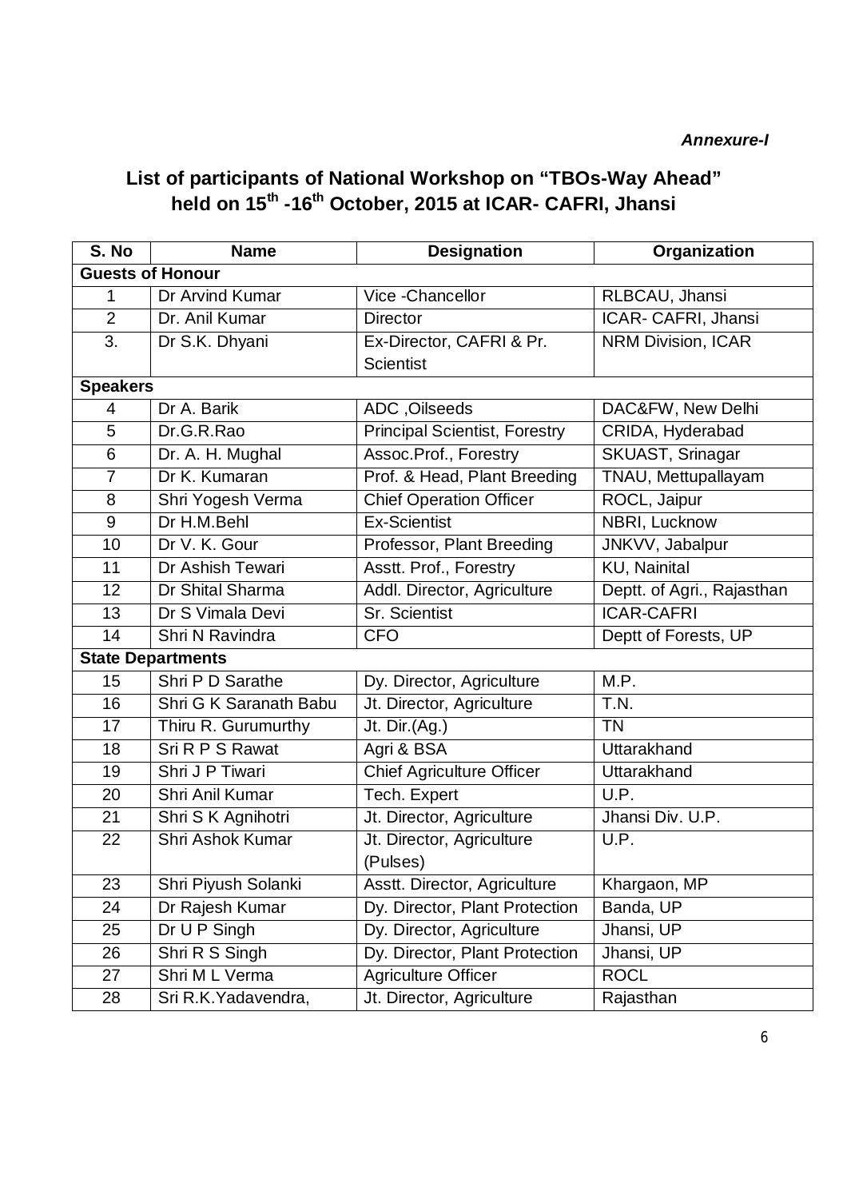*Annexure-I*

## List of participants of National Workshop on "TBOs-Way Ahead" held on 15th -16th October, 2015 at ICAR- CAFRI, Jhansi

| S. No | Name | Designation | Organization |
|---|---|---|---|
| **Guests of Honour** | | | |
| 1 | Dr Arvind Kumar | Vice -Chancellor | RLBCAU, Jhansi |
| 2 | Dr. Anil Kumar | Director | ICAR- CAFRI, Jhansi |
| 3. | Dr S.K. Dhyani | Ex-Director, CAFRI & Pr. Scientist | NRM Division, ICAR |
| **Speakers** | | | |
| 4 | Dr A. Barik | ADC ,Oilseeds | DAC&FW, New Delhi |
| 5 | Dr.G.R.Rao | Principal Scientist, Forestry | CRIDA, Hyderabad |
| 6 | Dr. A. H. Mughal | Assoc.Prof., Forestry | SKUAST, Srinagar |
| 7 | Dr K. Kumaran | Prof. & Head, Plant Breeding | TNAU, Mettupallayam |
| 8 | Shri Yogesh Verma | Chief Operation Officer | ROCL, Jaipur |
| 9 | Dr H.M.Behl | Ex-Scientist | NBRI, Lucknow |
| 10 | Dr V. K. Gour | Professor, Plant Breeding | JNKVV, Jabalpur |
| 11 | Dr Ashish Tewari | Asstt. Prof., Forestry | KU, Nainital |
| 12 | Dr Shital Sharma | Addl. Director, Agriculture | Deptt. of Agri., Rajasthan |
| 13 | Dr S Vimala Devi | Sr. Scientist | ICAR-CAFRI |
| 14 | Shri N Ravindra | CFO | Deptt of Forests, UP |
| **State Departments** | | | |
| 15 | Shri P D Sarathe | Dy. Director, Agriculture | M.P. |
| 16 | Shri G K Saranath Babu | Jt. Director, Agriculture | T.N. |
| 17 | Thiru R. Gurumurthy | Jt. Dir.(Ag.) | TN |
| 18 | Sri R P S Rawat | Agri & BSA | Uttarakhand |
| 19 | Shri J P Tiwari | Chief Agriculture Officer | Uttarakhand |
| 20 | Shri Anil Kumar | Tech. Expert | U.P. |
| 21 | Shri S K Agnihotri | Jt. Director, Agriculture | Jhansi Div. U.P. |
| 22 | Shri Ashok Kumar | Jt. Director, Agriculture (Pulses) | U.P. |
| 23 | Shri Piyush Solanki | Asstt. Director, Agriculture | Khargaon, MP |
| 24 | Dr Rajesh Kumar | Dy. Director, Plant Protection | Banda, UP |
| 25 | Dr U P Singh | Dy. Director, Agriculture | Jhansi, UP |
| 26 | Shri R S Singh | Dy. Director, Plant Protection | Jhansi, UP |
| 27 | Shri M L Verma | Agriculture Officer | ROCL |
| 28 | Sri R.K.Yadavendra, | Jt. Director, Agriculture | Rajasthan |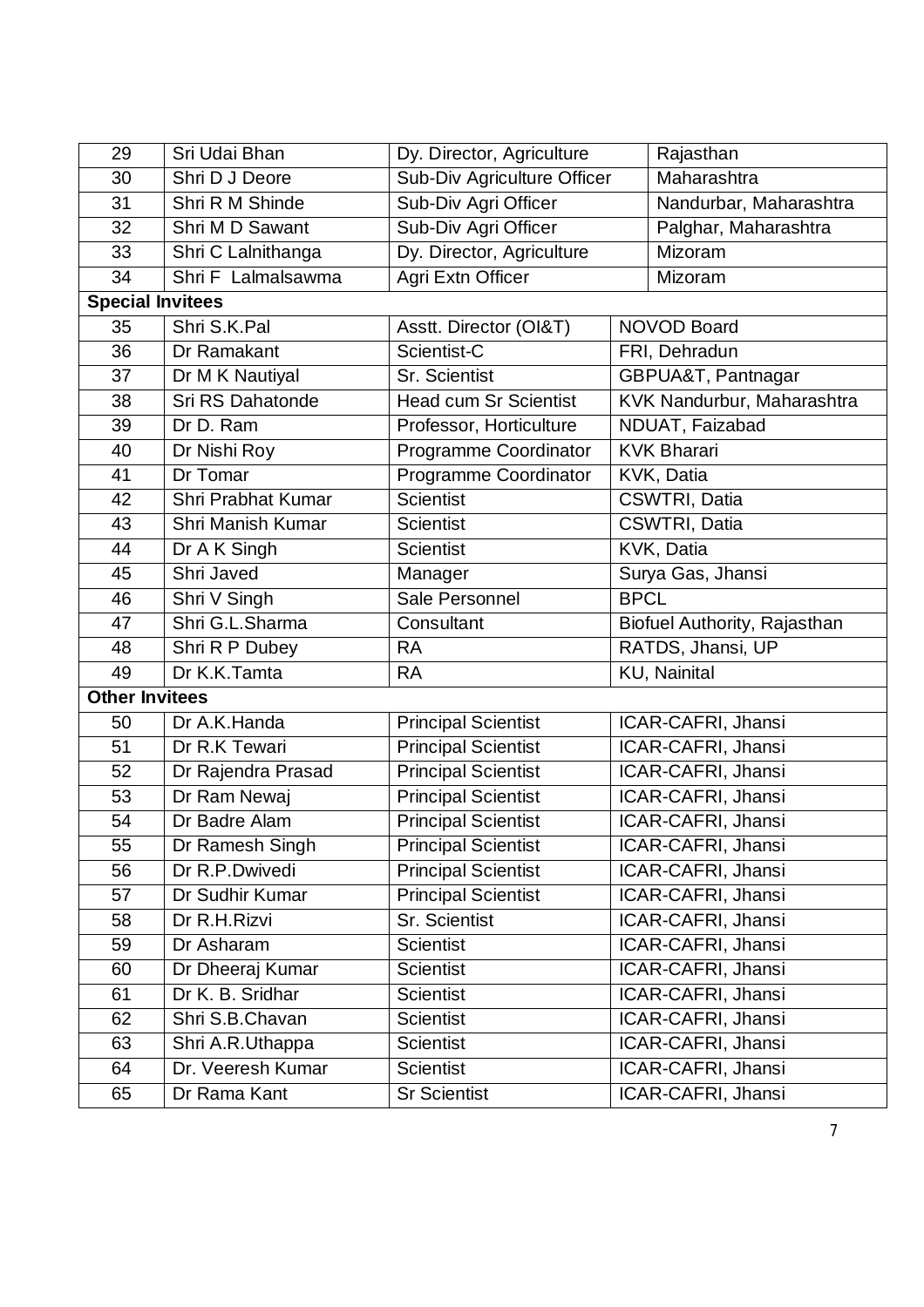| | | | |
|---|---|---|---|
| 29 | Sri Udai Bhan | Dy. Director, Agriculture | Rajasthan |
| 30 | Shri D J Deore | Sub-Div Agriculture Officer | Maharashtra |
| 31 | Shri R M Shinde | Sub-Div Agri Officer | Nandurbar, Maharashtra |
| 32 | Shri M D Sawant | Sub-Div Agri Officer | Palghar, Maharashtra |
| 33 | Shri C Lalnithanga | Dy. Director, Agriculture | Mizoram |
| 34 | Shri F Lalmalsawma | Agri Extn Officer | Mizoram |
| **Special Invitees** | | | |
| 35 | Shri S.K.Pal | Asstt. Director (OI&T) | NOVOD Board |
| 36 | Dr Ramakant | Scientist-C | FRI, Dehradun |
| 37 | Dr M K Nautiyal | Sr. Scientist | GBPUA&T, Pantnagar |
| 38 | Sri RS Dahatonde | Head cum Sr Scientist | KVK Nandurbur, Maharashtra |
| 39 | Dr D. Ram | Professor, Horticulture | NDUAT, Faizabad |
| 40 | Dr Nishi Roy | Programme Coordinator | KVK Bharari |
| 41 | Dr Tomar | Programme Coordinator | KVK, Datia |
| 42 | Shri Prabhat Kumar | Scientist | CSWTRI, Datia |
| 43 | Shri Manish Kumar | Scientist | CSWTRI, Datia |
| 44 | Dr A K Singh | Scientist | KVK, Datia |
| 45 | Shri Javed | Manager | Surya Gas, Jhansi |
| 46 | Shri V Singh | Sale Personnel | BPCL |
| 47 | Shri G.L.Sharma | Consultant | Biofuel Authority, Rajasthan |
| 48 | Shri R P Dubey | RA | RATDS, Jhansi, UP |
| 49 | Dr K.K.Tamta | RA | KU, Nainital |
| **Other Invitees** | | | |
| 50 | Dr A.K.Handa | Principal Scientist | ICAR-CAFRI, Jhansi |
| 51 | Dr R.K Tewari | Principal Scientist | ICAR-CAFRI, Jhansi |
| 52 | Dr Rajendra Prasad | Principal Scientist | ICAR-CAFRI, Jhansi |
| 53 | Dr Ram Newaj | Principal Scientist | ICAR-CAFRI, Jhansi |
| 54 | Dr Badre Alam | Principal Scientist | ICAR-CAFRI, Jhansi |
| 55 | Dr Ramesh Singh | Principal Scientist | ICAR-CAFRI, Jhansi |
| 56 | Dr R.P.Dwivedi | Principal Scientist | ICAR-CAFRI, Jhansi |
| 57 | Dr Sudhir Kumar | Principal Scientist | ICAR-CAFRI, Jhansi |
| 58 | Dr R.H.Rizvi | Sr. Scientist | ICAR-CAFRI, Jhansi |
| 59 | Dr Asharam | Scientist | ICAR-CAFRI, Jhansi |
| 60 | Dr Dheeraj Kumar | Scientist | ICAR-CAFRI, Jhansi |
| 61 | Dr K. B. Sridhar | Scientist | ICAR-CAFRI, Jhansi |
| 62 | Shri S.B.Chavan | Scientist | ICAR-CAFRI, Jhansi |
| 63 | Shri A.R.Uthappa | Scientist | ICAR-CAFRI, Jhansi |
| 64 | Dr. Veeresh Kumar | Scientist | ICAR-CAFRI, Jhansi |
| 65 | Dr Rama Kant | Sr Scientist | ICAR-CAFRI, Jhansi |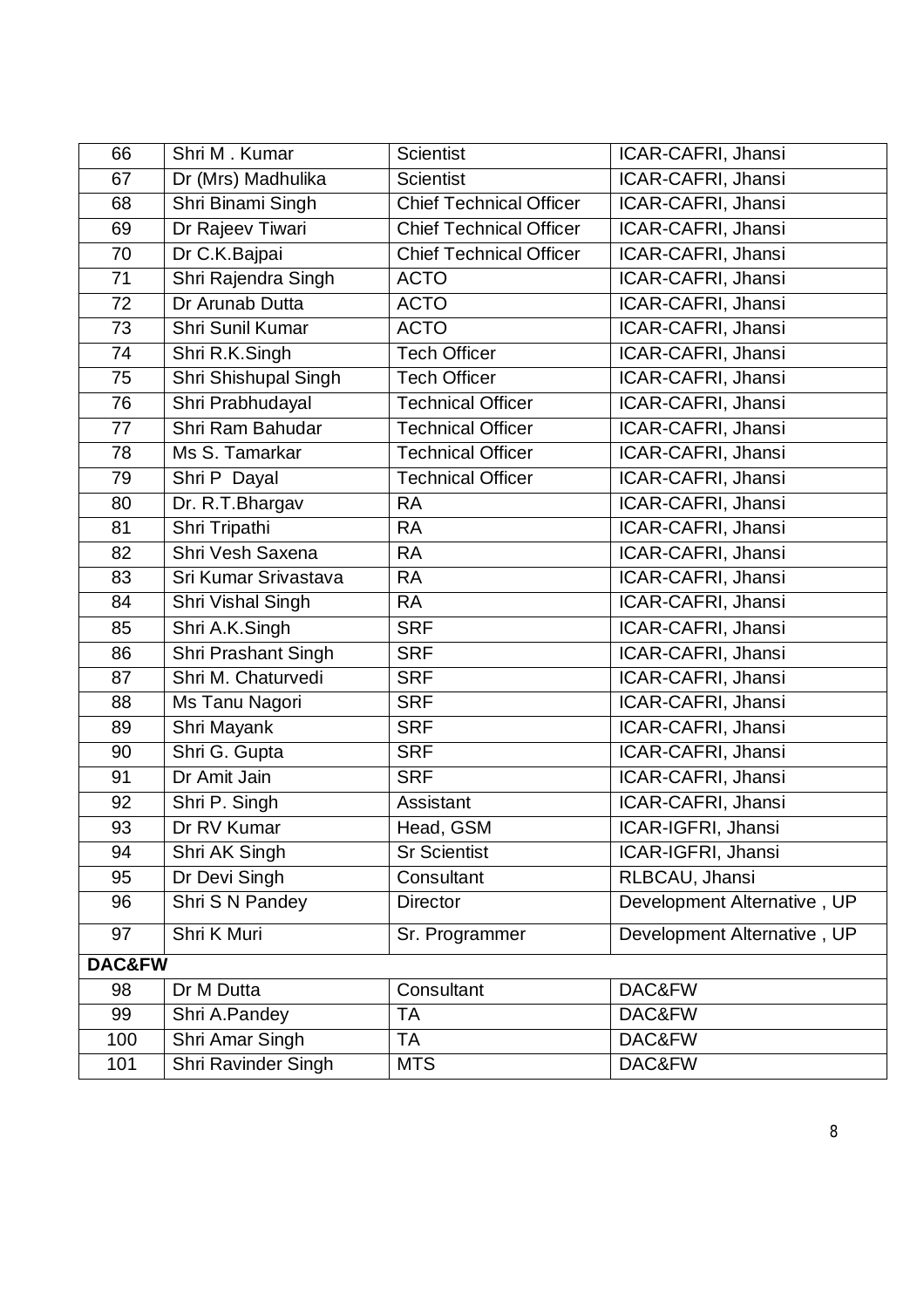| | | | |
|---|---|---|---|
| 66 | Shri M . Kumar | Scientist | ICAR-CAFRI, Jhansi |
| 67 | Dr (Mrs) Madhulika | Scientist | ICAR-CAFRI, Jhansi |
| 68 | Shri Binami Singh | Chief Technical Officer | ICAR-CAFRI, Jhansi |
| 69 | Dr Rajeev Tiwari | Chief Technical Officer | ICAR-CAFRI, Jhansi |
| 70 | Dr C.K.Bajpai | Chief Technical Officer | ICAR-CAFRI, Jhansi |
| 71 | Shri Rajendra Singh | ACTO | ICAR-CAFRI, Jhansi |
| 72 | Dr Arunab Dutta | ACTO | ICAR-CAFRI, Jhansi |
| 73 | Shri Sunil Kumar | ACTO | ICAR-CAFRI, Jhansi |
| 74 | Shri R.K.Singh | Tech Officer | ICAR-CAFRI, Jhansi |
| 75 | Shri Shishupal Singh | Tech Officer | ICAR-CAFRI, Jhansi |
| 76 | Shri Prabhudayal | Technical Officer | ICAR-CAFRI, Jhansi |
| 77 | Shri Ram Bahudar | Technical Officer | ICAR-CAFRI, Jhansi |
| 78 | Ms S. Tamarkar | Technical Officer | ICAR-CAFRI, Jhansi |
| 79 | Shri P Dayal | Technical Officer | ICAR-CAFRI, Jhansi |
| 80 | Dr. R.T.Bhargav | RA | ICAR-CAFRI, Jhansi |
| 81 | Shri Tripathi | RA | ICAR-CAFRI, Jhansi |
| 82 | Shri Vesh Saxena | RA | ICAR-CAFRI, Jhansi |
| 83 | Sri Kumar Srivastava | RA | ICAR-CAFRI, Jhansi |
| 84 | Shri Vishal Singh | RA | ICAR-CAFRI, Jhansi |
| 85 | Shri A.K.Singh | SRF | ICAR-CAFRI, Jhansi |
| 86 | Shri Prashant Singh | SRF | ICAR-CAFRI, Jhansi |
| 87 | Shri M. Chaturvedi | SRF | ICAR-CAFRI, Jhansi |
| 88 | Ms Tanu Nagori | SRF | ICAR-CAFRI, Jhansi |
| 89 | Shri Mayank | SRF | ICAR-CAFRI, Jhansi |
| 90 | Shri G. Gupta | SRF | ICAR-CAFRI, Jhansi |
| 91 | Dr Amit Jain | SRF | ICAR-CAFRI, Jhansi |
| 92 | Shri P. Singh | Assistant | ICAR-CAFRI, Jhansi |
| 93 | Dr RV Kumar | Head, GSM | ICAR-IGFRI, Jhansi |
| 94 | Shri AK Singh | Sr Scientist | ICAR-IGFRI, Jhansi |
| 95 | Dr Devi Singh | Consultant | RLBCAU, Jhansi |
| 96 | Shri S N Pandey | Director | Development Alternative , UP |
| 97 | Shri K Muri | Sr. Programmer | Development Alternative , UP |
| **DAC&FW** | | | |
| 98 | Dr M Dutta | Consultant | DAC&FW |
| 99 | Shri A.Pandey | TA | DAC&FW |
| 100 | Shri Amar Singh | TA | DAC&FW |
| 101 | Shri Ravinder Singh | MTS | DAC&FW |